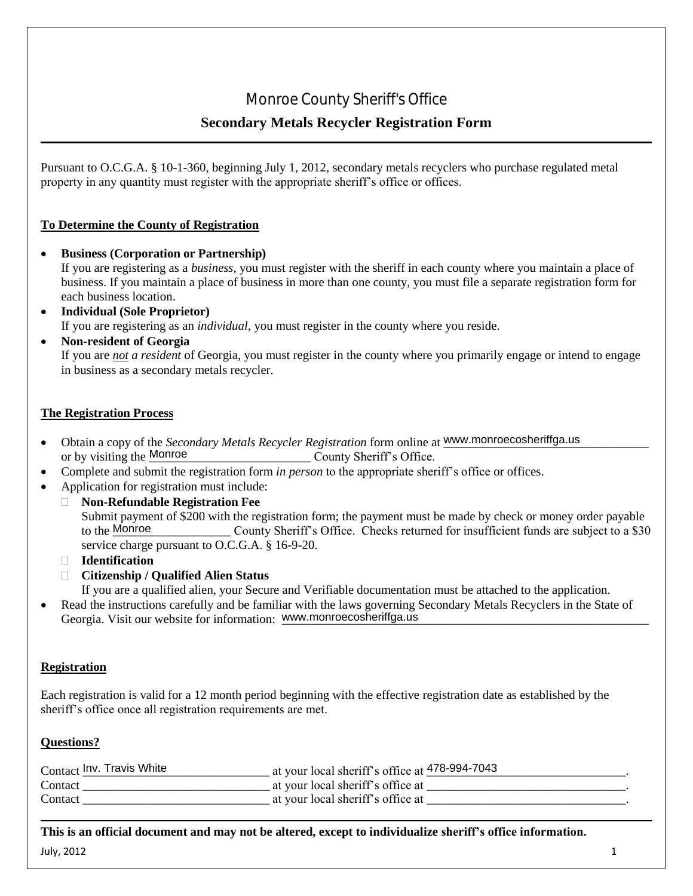# Monroe County Sheriff's Office

## Secondary Metals Recycler Registration Form

Pursuant to O.C.G.A. § 10-1-360, beginning July 1, 2012, secondary metals recyclers who purchase regulated metal property in any quantity must register with the appropriate sheriff's office or offices.

### To Determine the County of Registration

- **Business (Corporation or Partnership)**
  If you are registering as a *business*, you must register with the sheriff in each county where you maintain a place of business. If you maintain a place of business in more than one county, you must file a separate registration form for each business location.
- **Individual (Sole Proprietor)**
  If you are registering as an *individual*, you must register in the county where you reside.
- **Non-resident of Georgia**
  If you are ***not*** *a resident* of Georgia, you must register in the county where you primarily engage or intend to engage in business as a secondary metals recycler.

### The Registration Process

- Obtain a copy of the *Secondary Metals Recycler Registration* form online at www.monroecosheriffga.us or by visiting the Monroe County Sheriff's Office.
- Complete and submit the registration form *in person* to the appropriate sheriff's office or offices.
- Application for registration must include:
  - **Non-Refundable Registration Fee**
    Submit payment of $200 with the registration form; the payment must be made by check or money order payable to the Monroe County Sheriff's Office. Checks returned for insufficient funds are subject to a $30 service charge pursuant to O.C.G.A. § 16-9-20.
  - **Identification**
  - **Citizenship / Qualified Alien Status**
    If you are a qualified alien, your Secure and Verifiable documentation must be attached to the application.
- Read the instructions carefully and be familiar with the laws governing Secondary Metals Recyclers in the State of Georgia. Visit our website for information: www.monroecosheriffga.us

### Registration

Each registration is valid for a 12 month period beginning with the effective registration date as established by the sheriff's office once all registration requirements are met.

### Questions?

Contact Inv. Travis White at your local sheriff's office at 478-994-7043.
Contact ______________________________ at your local sheriff's office at ________________________________.
Contact ______________________________ at your local sheriff's office at ________________________________.

**This is an official document and may not be altered, except to individualize sheriff's office information.**

July, 2012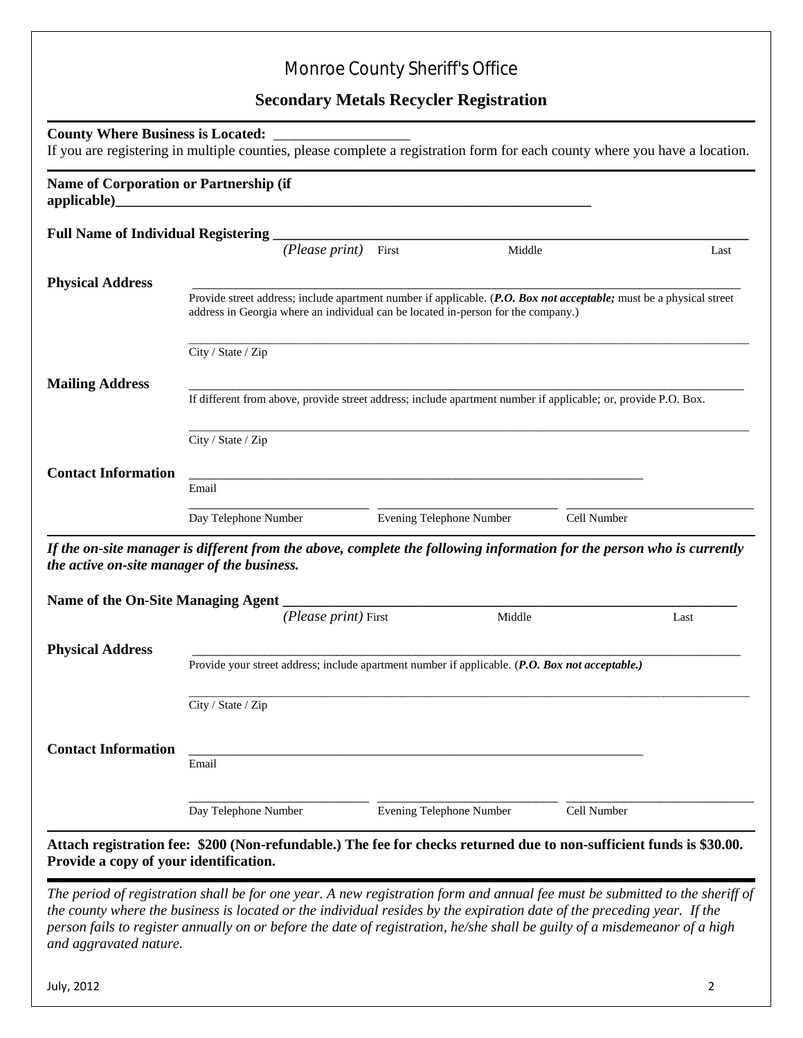# Monroe County Sheriff's Office

## Secondary Metals Recycler Registration

**County Where Business is Located:** ___________________

If you are registering in multiple counties, please complete a registration form for each county where you have a location.

**Name of Corporation or Partnership (if applicable)**___________________________________________________________________

**Full Name of Individual Registering** ___________________________________________________________________

*(Please print)* First Middle Last

**Physical Address** ___________________________________________________________________

Provide street address; include apartment number if applicable. (***P.O. Box not acceptable;*** must be a physical street address in Georgia where an individual can be located in-person for the company.)

___________________________________________________________________

City / State / Zip

**Mailing Address** ___________________________________________________________________

If different from above, provide street address; include apartment number if applicable; or, provide P.O. Box.

___________________________________________________________________

City / State / Zip

**Contact Information** ___________________________________________________________________

Email

___________________________ ___________________________ ___________________________

Day Telephone Number Evening Telephone Number Cell Number

***If the on-site manager is different from the above, complete the following information for the person who is currently the active on-site manager of the business.***

**Name of the On-Site Managing Agent** ___________________________________________________________________

*(Please print)* First Middle Last

**Physical Address** ___________________________________________________________________

Provide your street address; include apartment number if applicable. (***P.O. Box not acceptable.)***

___________________________________________________________________

City / State / Zip

**Contact Information** ___________________________________________________________________

Email

___________________________ ___________________________ ___________________________

Day Telephone Number Evening Telephone Number Cell Number

**Attach registration fee: $200 (Non-refundable.) The fee for checks returned due to non-sufficient funds is $30.00. Provide a copy of your identification.**

*The period of registration shall be for one year. A new registration form and annual fee must be submitted to the sheriff of the county where the business is located or the individual resides by the expiration date of the preceding year. If the person fails to register annually on or before the date of registration, he/she shall be guilty of a misdemeanor of a high and aggravated nature.*

July, 2012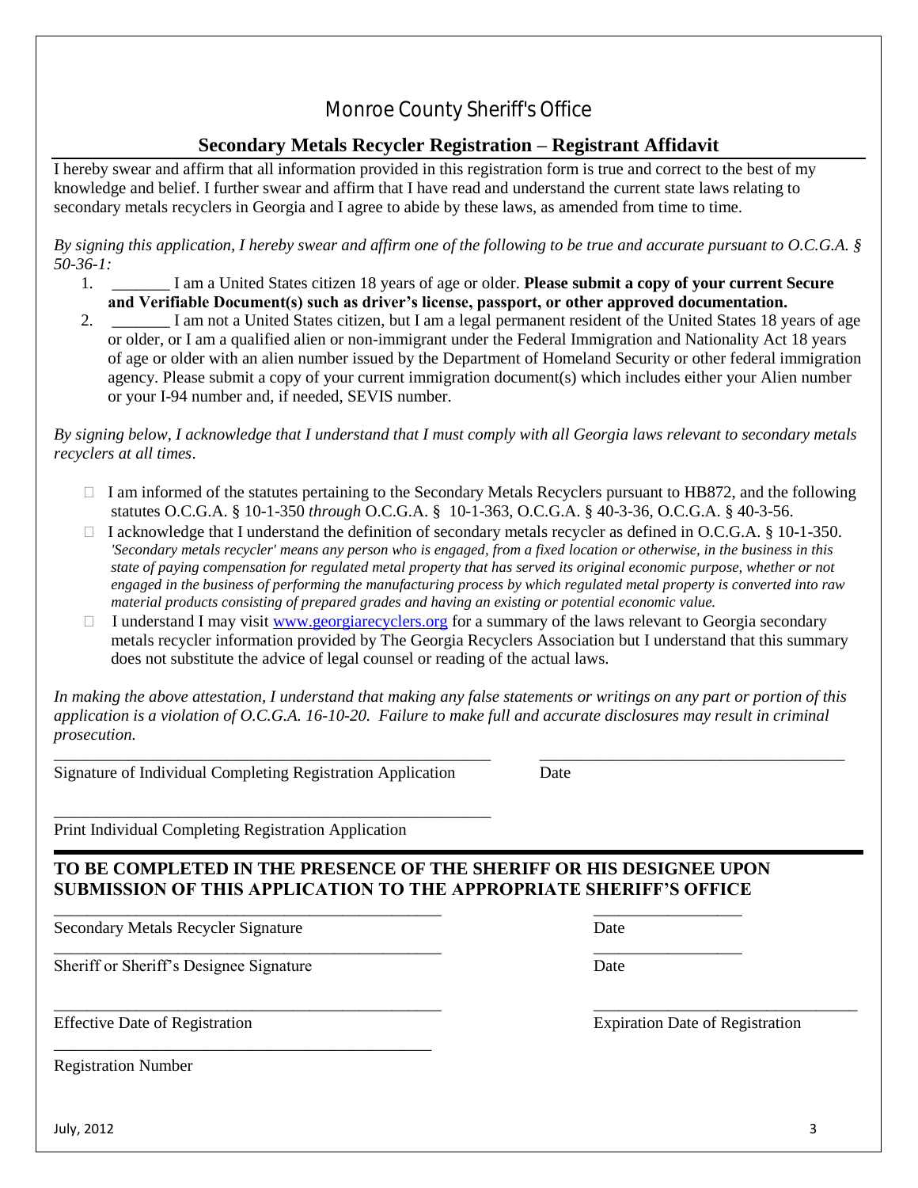# Monroe County Sheriff's Office

## Secondary Metals Recycler Registration – Registrant Affidavit

I hereby swear and affirm that all information provided in this registration form is true and correct to the best of my knowledge and belief. I further swear and affirm that I have read and understand the current state laws relating to secondary metals recyclers in Georgia and I agree to abide by these laws, as amended from time to time.

*By signing this application, I hereby swear and affirm one of the following to be true and accurate pursuant to O.C.G.A. § 50-36-1:*

1. _______ I am a United States citizen 18 years of age or older. **Please submit a copy of your current Secure and Verifiable Document(s) such as driver's license, passport, or other approved documentation.**
2. _______ I am not a United States citizen, but I am a legal permanent resident of the United States 18 years of age or older, or I am a qualified alien or non-immigrant under the Federal Immigration and Nationality Act 18 years of age or older with an alien number issued by the Department of Homeland Security or other federal immigration agency. Please submit a copy of your current immigration document(s) which includes either your Alien number or your I-94 number and, if needed, SEVIS number.

*By signing below, I acknowledge that I understand that I must comply with all Georgia laws relevant to secondary metals recyclers at all times*.

- ☐ I am informed of the statutes pertaining to the Secondary Metals Recyclers pursuant to HB872, and the following statutes O.C.G.A. § 10-1-350 *through* O.C.G.A. § 10-1-363, O.C.G.A. § 40-3-36, O.C.G.A. § 40-3-56.
- ☐ I acknowledge that I understand the definition of secondary metals recycler as defined in O.C.G.A. § 10-1-350. *'Secondary metals recycler' means any person who is engaged, from a fixed location or otherwise, in the business in this state of paying compensation for regulated metal property that has served its original economic purpose, whether or not engaged in the business of performing the manufacturing process by which regulated metal property is converted into raw material products consisting of prepared grades and having an existing or potential economic value.*
- ☐ I understand I may visit www.georgiarecyclers.org for a summary of the laws relevant to Georgia secondary metals recycler information provided by The Georgia Recyclers Association but I understand that this summary does not substitute the advice of legal counsel or reading of the actual laws.

*In making the above attestation, I understand that making any false statements or writings on any part or portion of this application is a violation of O.C.G.A. 16-10-20. Failure to make full and accurate disclosures may result in criminal prosecution.*

_______________________________________________________ _____________________________________

Signature of Individual Completing Registration Application Date

_______________________________________________________

Print Individual Completing Registration Application

**TO BE COMPLETED IN THE PRESENCE OF THE SHERIFF OR HIS DESIGNEE UPON SUBMISSION OF THIS APPLICATION TO THE APPROPRIATE SHERIFF'S OFFICE**

________________________________________________ __________________

Secondary Metals Recycler Signature Date

________________________________________________ __________________

Sheriff or Sheriff's Designee Signature Date

________________________________________________ ________________________________

Effective Date of Registration Expiration Date of Registration

______________________________________________

Registration Number

July, 2012